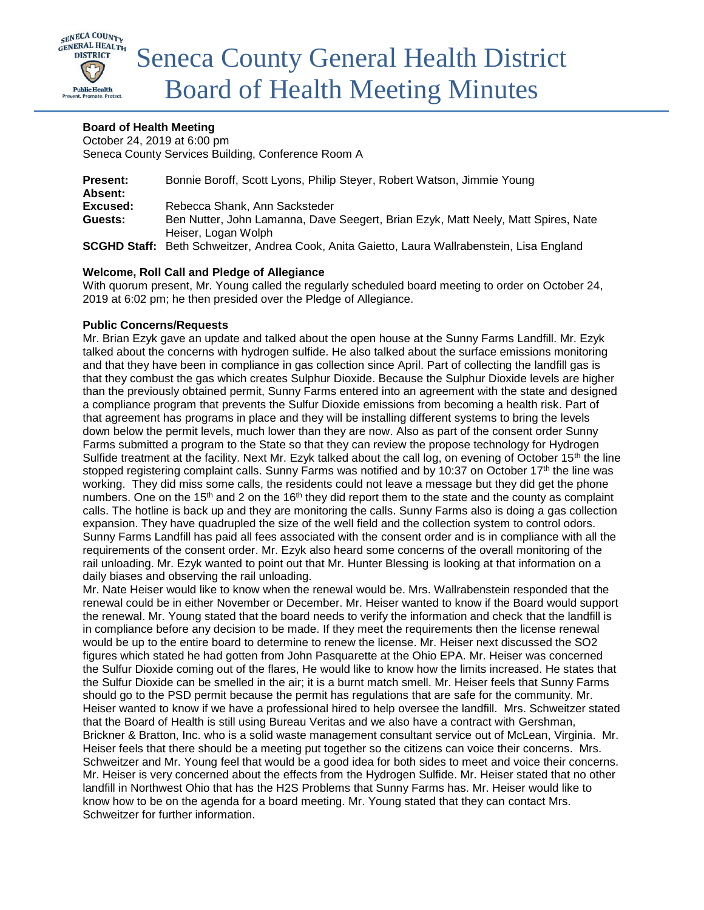# Seneca County General Health District Board of Health Meeting Minutes

**Board of Health Meeting**
October 24, 2019 at 6:00 pm
Seneca County Services Building, Conference Room A

**Present:** Bonnie Boroff, Scott Lyons, Philip Steyer, Robert Watson, Jimmie Young
**Absent:**
**Excused:** Rebecca Shank, Ann Sacksteder
**Guests:** Ben Nutter, John Lamanna, Dave Seegert, Brian Ezyk, Matt Neely, Matt Spires, Nate Heiser, Logan Wolph
**SCGHD Staff:** Beth Schweitzer, Andrea Cook, Anita Gaietto, Laura Wallrabenstein, Lisa England

**Welcome, Roll Call and Pledge of Allegiance**
With quorum present, Mr. Young called the regularly scheduled board meeting to order on October 24, 2019 at 6:02 pm; he then presided over the Pledge of Allegiance.

**Public Concerns/Requests**
Mr. Brian Ezyk gave an update and talked about the open house at the Sunny Farms Landfill. Mr. Ezyk talked about the concerns with hydrogen sulfide. He also talked about the surface emissions monitoring and that they have been in compliance in gas collection since April. Part of collecting the landfill gas is that they combust the gas which creates Sulphur Dioxide. Because the Sulphur Dioxide levels are higher than the previously obtained permit, Sunny Farms entered into an agreement with the state and designed a compliance program that prevents the Sulfur Dioxide emissions from becoming a health risk. Part of that agreement has programs in place and they will be installing different systems to bring the levels down below the permit levels, much lower than they are now. Also as part of the consent order Sunny Farms submitted a program to the State so that they can review the propose technology for Hydrogen Sulfide treatment at the facility. Next Mr. Ezyk talked about the call log, on evening of October 15th the line stopped registering complaint calls. Sunny Farms was notified and by 10:37 on October 17th the line was working. They did miss some calls, the residents could not leave a message but they did get the phone numbers. One on the 15th and 2 on the 16th they did report them to the state and the county as complaint calls. The hotline is back up and they are monitoring the calls. Sunny Farms also is doing a gas collection expansion. They have quadrupled the size of the well field and the collection system to control odors. Sunny Farms Landfill has paid all fees associated with the consent order and is in compliance with all the requirements of the consent order. Mr. Ezyk also heard some concerns of the overall monitoring of the rail unloading. Mr. Ezyk wanted to point out that Mr. Hunter Blessing is looking at that information on a daily biases and observing the rail unloading.
Mr. Nate Heiser would like to know when the renewal would be. Mrs. Wallrabenstein responded that the renewal could be in either November or December. Mr. Heiser wanted to know if the Board would support the renewal. Mr. Young stated that the board needs to verify the information and check that the landfill is in compliance before any decision to be made. If they meet the requirements then the license renewal would be up to the entire board to determine to renew the license. Mr. Heiser next discussed the SO2 figures which stated he had gotten from John Pasquarette at the Ohio EPA. Mr. Heiser was concerned the Sulfur Dioxide coming out of the flares, He would like to know how the limits increased. He states that the Sulfur Dioxide can be smelled in the air; it is a burnt match smell. Mr. Heiser feels that Sunny Farms should go to the PSD permit because the permit has regulations that are safe for the community. Mr. Heiser wanted to know if we have a professional hired to help oversee the landfill. Mrs. Schweitzer stated that the Board of Health is still using Bureau Veritas and we also have a contract with Gershman, Brickner & Bratton, Inc. who is a solid waste management consultant service out of McLean, Virginia. Mr. Heiser feels that there should be a meeting put together so the citizens can voice their concerns. Mrs. Schweitzer and Mr. Young feel that would be a good idea for both sides to meet and voice their concerns. Mr. Heiser is very concerned about the effects from the Hydrogen Sulfide. Mr. Heiser stated that no other landfill in Northwest Ohio that has the H2S Problems that Sunny Farms has. Mr. Heiser would like to know how to be on the agenda for a board meeting. Mr. Young stated that they can contact Mrs. Schweitzer for further information.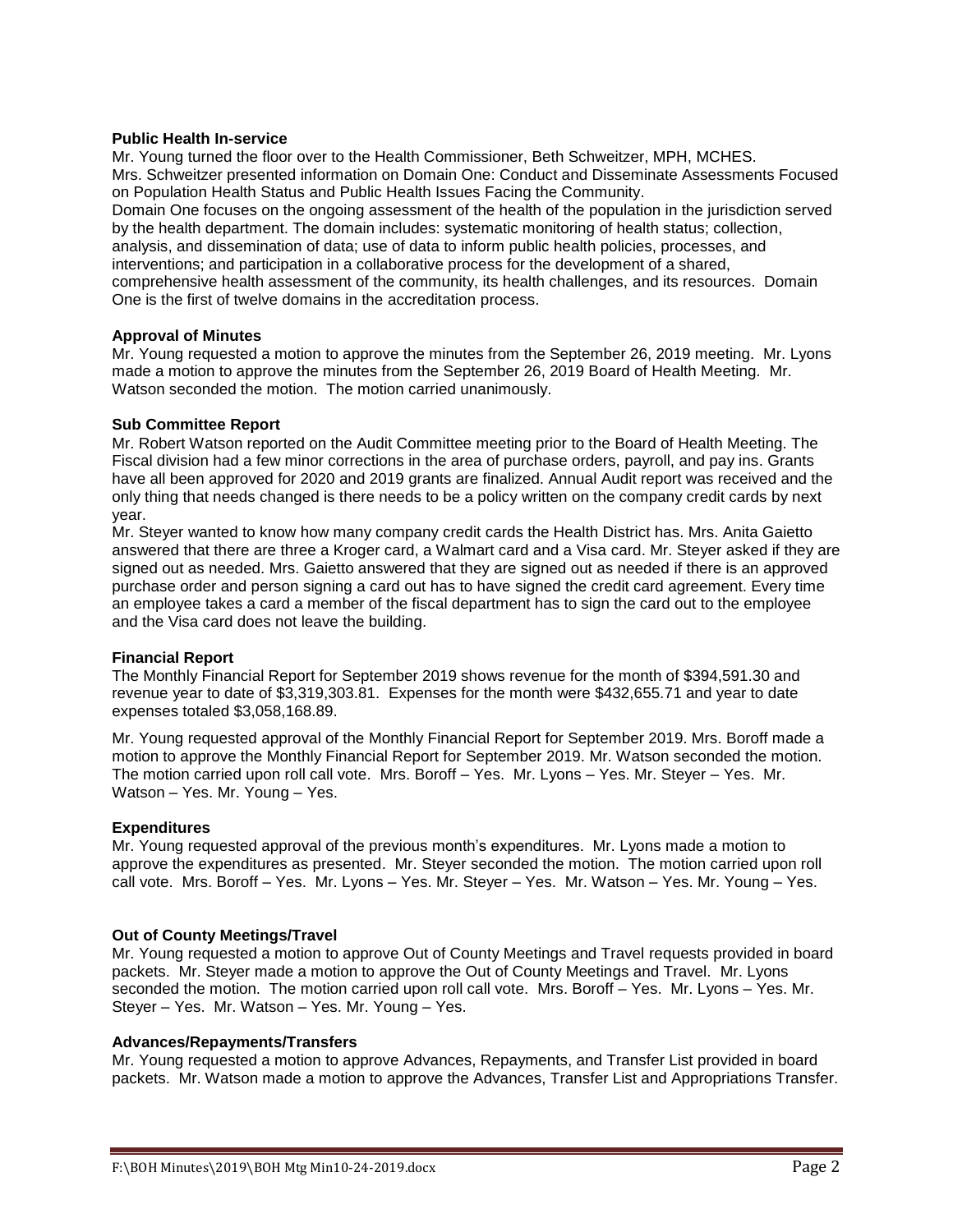### Public Health In-service

Mr. Young turned the floor over to the Health Commissioner, Beth Schweitzer, MPH, MCHES. Mrs. Schweitzer presented information on Domain One: Conduct and Disseminate Assessments Focused on Population Health Status and Public Health Issues Facing the Community.

Domain One focuses on the ongoing assessment of the health of the population in the jurisdiction served by the health department. The domain includes: systematic monitoring of health status; collection, analysis, and dissemination of data; use of data to inform public health policies, processes, and interventions; and participation in a collaborative process for the development of a shared, comprehensive health assessment of the community, its health challenges, and its resources. Domain One is the first of twelve domains in the accreditation process.

### Approval of Minutes

Mr. Young requested a motion to approve the minutes from the September 26, 2019 meeting. Mr. Lyons made a motion to approve the minutes from the September 26, 2019 Board of Health Meeting. Mr. Watson seconded the motion. The motion carried unanimously.

### Sub Committee Report

Mr. Robert Watson reported on the Audit Committee meeting prior to the Board of Health Meeting. The Fiscal division had a few minor corrections in the area of purchase orders, payroll, and pay ins. Grants have all been approved for 2020 and 2019 grants are finalized. Annual Audit report was received and the only thing that needs changed is there needs to be a policy written on the company credit cards by next year.

Mr. Steyer wanted to know how many company credit cards the Health District has. Mrs. Anita Gaietto answered that there are three a Kroger card, a Walmart card and a Visa card. Mr. Steyer asked if they are signed out as needed. Mrs. Gaietto answered that they are signed out as needed if there is an approved purchase order and person signing a card out has to have signed the credit card agreement. Every time an employee takes a card a member of the fiscal department has to sign the card out to the employee and the Visa card does not leave the building.

### Financial Report

The Monthly Financial Report for September 2019 shows revenue for the month of $394,591.30 and revenue year to date of $3,319,303.81. Expenses for the month were $432,655.71 and year to date expenses totaled $3,058,168.89.

Mr. Young requested approval of the Monthly Financial Report for September 2019. Mrs. Boroff made a motion to approve the Monthly Financial Report for September 2019. Mr. Watson seconded the motion. The motion carried upon roll call vote. Mrs. Boroff – Yes. Mr. Lyons – Yes. Mr. Steyer – Yes. Mr. Watson – Yes. Mr. Young – Yes.

### Expenditures

Mr. Young requested approval of the previous month's expenditures. Mr. Lyons made a motion to approve the expenditures as presented. Mr. Steyer seconded the motion. The motion carried upon roll call vote. Mrs. Boroff – Yes. Mr. Lyons – Yes. Mr. Steyer – Yes. Mr. Watson – Yes. Mr. Young – Yes.

### Out of County Meetings/Travel

Mr. Young requested a motion to approve Out of County Meetings and Travel requests provided in board packets. Mr. Steyer made a motion to approve the Out of County Meetings and Travel. Mr. Lyons seconded the motion. The motion carried upon roll call vote. Mrs. Boroff – Yes. Mr. Lyons – Yes. Mr. Steyer – Yes. Mr. Watson – Yes. Mr. Young – Yes.

### Advances/Repayments/Transfers

Mr. Young requested a motion to approve Advances, Repayments, and Transfer List provided in board packets. Mr. Watson made a motion to approve the Advances, Transfer List and Appropriations Transfer.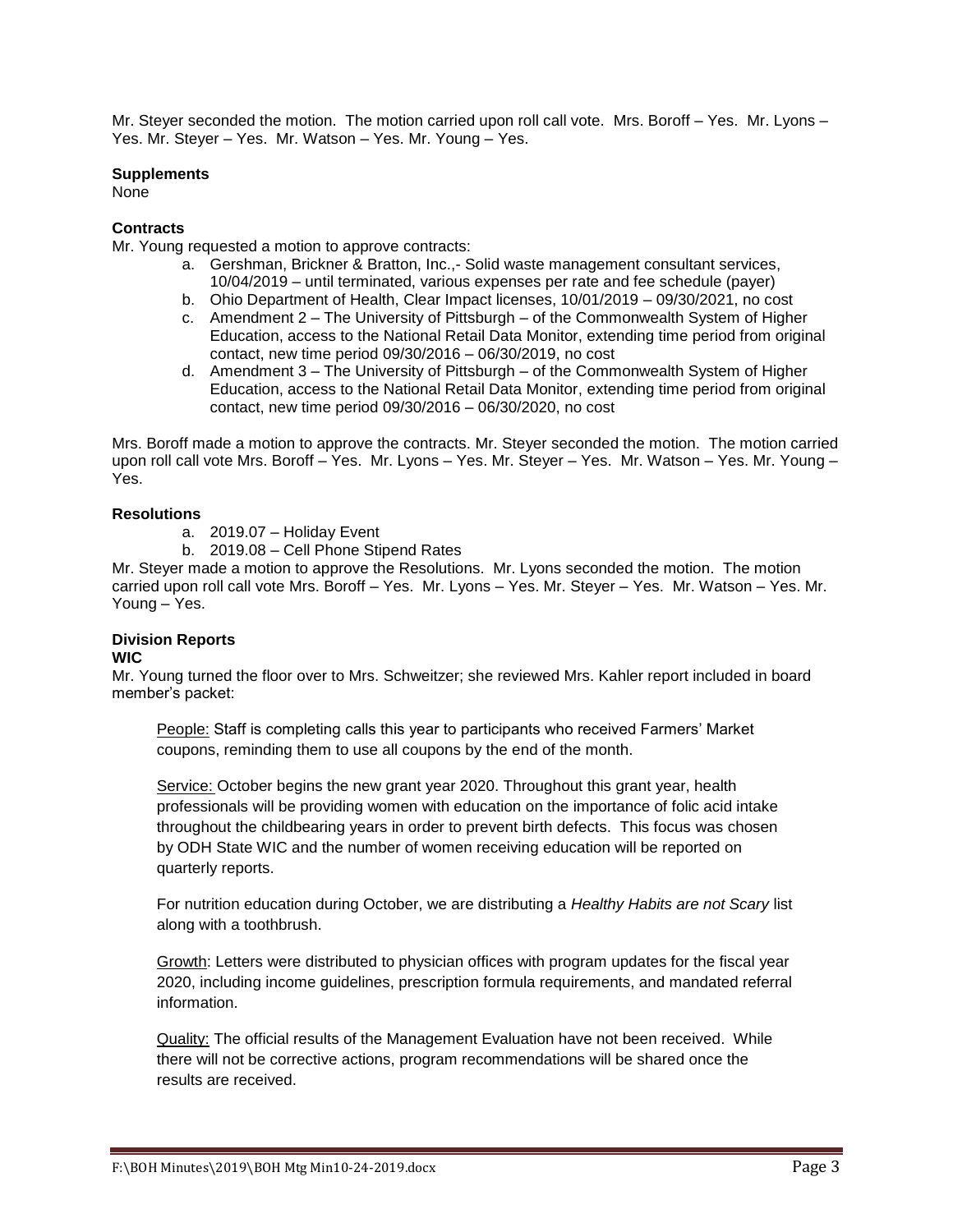Mr. Steyer seconded the motion. The motion carried upon roll call vote. Mrs. Boroff – Yes. Mr. Lyons – Yes. Mr. Steyer – Yes. Mr. Watson – Yes. Mr. Young – Yes.

**Supplements**

None

**Contracts**

Mr. Young requested a motion to approve contracts:

a. Gershman, Brickner & Bratton, Inc.,- Solid waste management consultant services, 10/04/2019 – until terminated, various expenses per rate and fee schedule (payer)
b. Ohio Department of Health, Clear Impact licenses, 10/01/2019 – 09/30/2021, no cost
c. Amendment 2 – The University of Pittsburgh – of the Commonwealth System of Higher Education, access to the National Retail Data Monitor, extending time period from original contact, new time period 09/30/2016 – 06/30/2019, no cost
d. Amendment 3 – The University of Pittsburgh – of the Commonwealth System of Higher Education, access to the National Retail Data Monitor, extending time period from original contact, new time period 09/30/2016 – 06/30/2020, no cost

Mrs. Boroff made a motion to approve the contracts. Mr. Steyer seconded the motion. The motion carried upon roll call vote Mrs. Boroff – Yes. Mr. Lyons – Yes. Mr. Steyer – Yes. Mr. Watson – Yes. Mr. Young – Yes.

**Resolutions**

a. 2019.07 – Holiday Event
b. 2019.08 – Cell Phone Stipend Rates

Mr. Steyer made a motion to approve the Resolutions. Mr. Lyons seconded the motion. The motion carried upon roll call vote Mrs. Boroff – Yes. Mr. Lyons – Yes. Mr. Steyer – Yes. Mr. Watson – Yes. Mr. Young – Yes.

**Division Reports**

**WIC**

Mr. Young turned the floor over to Mrs. Schweitzer; she reviewed Mrs. Kahler report included in board member's packet:

People: Staff is completing calls this year to participants who received Farmers' Market coupons, reminding them to use all coupons by the end of the month.

Service: October begins the new grant year 2020. Throughout this grant year, health professionals will be providing women with education on the importance of folic acid intake throughout the childbearing years in order to prevent birth defects. This focus was chosen by ODH State WIC and the number of women receiving education will be reported on quarterly reports.

For nutrition education during October, we are distributing a *Healthy Habits are not Scary* list along with a toothbrush.

Growth: Letters were distributed to physician offices with program updates for the fiscal year 2020, including income guidelines, prescription formula requirements, and mandated referral information.

Quality: The official results of the Management Evaluation have not been received. While there will not be corrective actions, program recommendations will be shared once the results are received.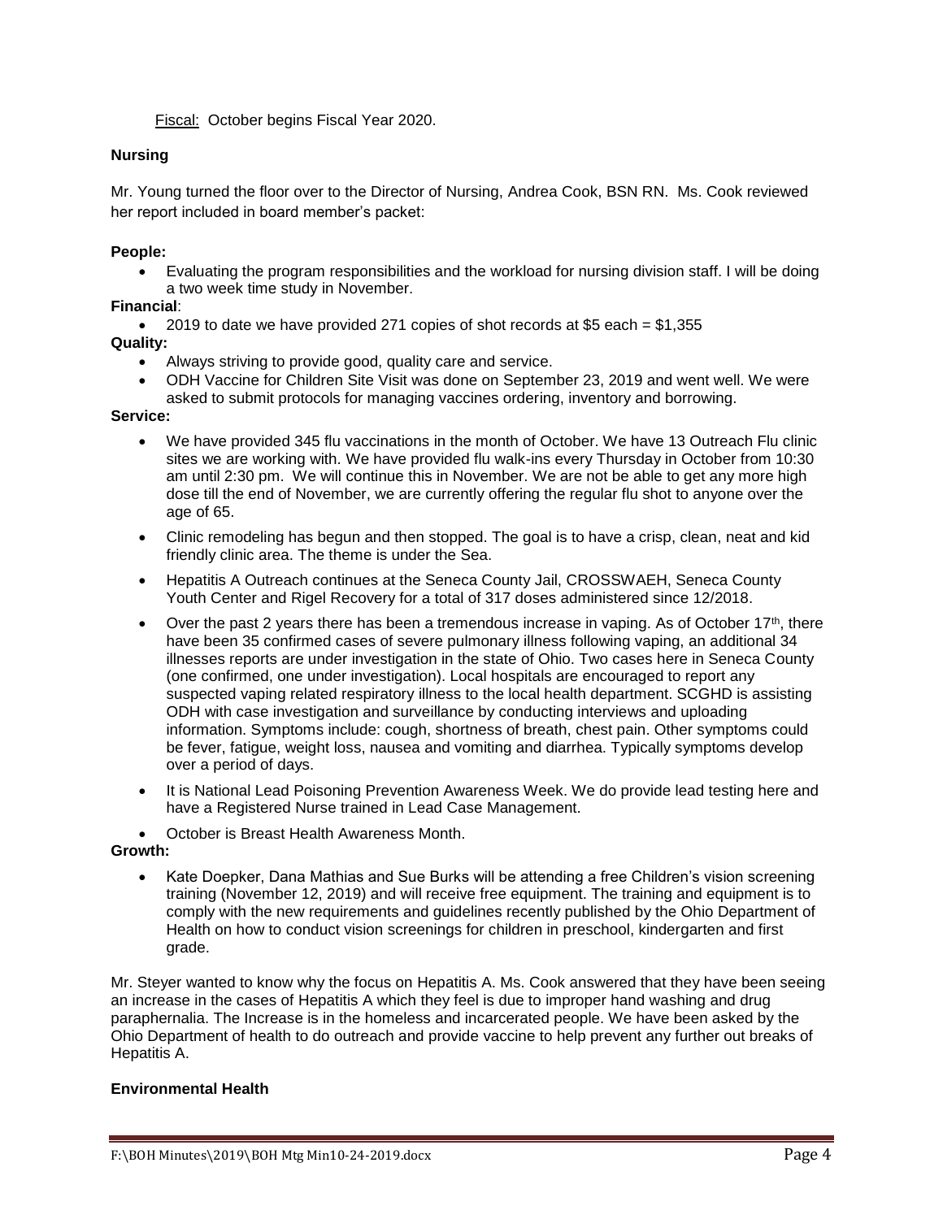Fiscal: October begins Fiscal Year 2020.

**Nursing**

Mr. Young turned the floor over to the Director of Nursing, Andrea Cook, BSN RN. Ms. Cook reviewed her report included in board member's packet:

**People:**

- Evaluating the program responsibilities and the workload for nursing division staff. I will be doing a two week time study in November.

**Financial**:

- 2019 to date we have provided 271 copies of shot records at $5 each = $1,355

**Quality:**

- Always striving to provide good, quality care and service.
- ODH Vaccine for Children Site Visit was done on September 23, 2019 and went well. We were asked to submit protocols for managing vaccines ordering, inventory and borrowing.

**Service:**

- We have provided 345 flu vaccinations in the month of October. We have 13 Outreach Flu clinic sites we are working with. We have provided flu walk-ins every Thursday in October from 10:30 am until 2:30 pm. We will continue this in November. We are not be able to get any more high dose till the end of November, we are currently offering the regular flu shot to anyone over the age of 65.
- Clinic remodeling has begun and then stopped. The goal is to have a crisp, clean, neat and kid friendly clinic area. The theme is under the Sea.
- Hepatitis A Outreach continues at the Seneca County Jail, CROSSWAEH, Seneca County Youth Center and Rigel Recovery for a total of 317 doses administered since 12/2018.
- Over the past 2 years there has been a tremendous increase in vaping. As of October 17th, there have been 35 confirmed cases of severe pulmonary illness following vaping, an additional 34 illnesses reports are under investigation in the state of Ohio. Two cases here in Seneca County (one confirmed, one under investigation). Local hospitals are encouraged to report any suspected vaping related respiratory illness to the local health department. SCGHD is assisting ODH with case investigation and surveillance by conducting interviews and uploading information. Symptoms include: cough, shortness of breath, chest pain. Other symptoms could be fever, fatigue, weight loss, nausea and vomiting and diarrhea. Typically symptoms develop over a period of days.
- It is National Lead Poisoning Prevention Awareness Week. We do provide lead testing here and have a Registered Nurse trained in Lead Case Management.
- October is Breast Health Awareness Month.

**Growth:**

- Kate Doepker, Dana Mathias and Sue Burks will be attending a free Children's vision screening training (November 12, 2019) and will receive free equipment. The training and equipment is to comply with the new requirements and guidelines recently published by the Ohio Department of Health on how to conduct vision screenings for children in preschool, kindergarten and first grade.

Mr. Steyer wanted to know why the focus on Hepatitis A. Ms. Cook answered that they have been seeing an increase in the cases of Hepatitis A which they feel is due to improper hand washing and drug paraphernalia. The Increase is in the homeless and incarcerated people. We have been asked by the Ohio Department of health to do outreach and provide vaccine to help prevent any further out breaks of Hepatitis A.

**Environmental Health**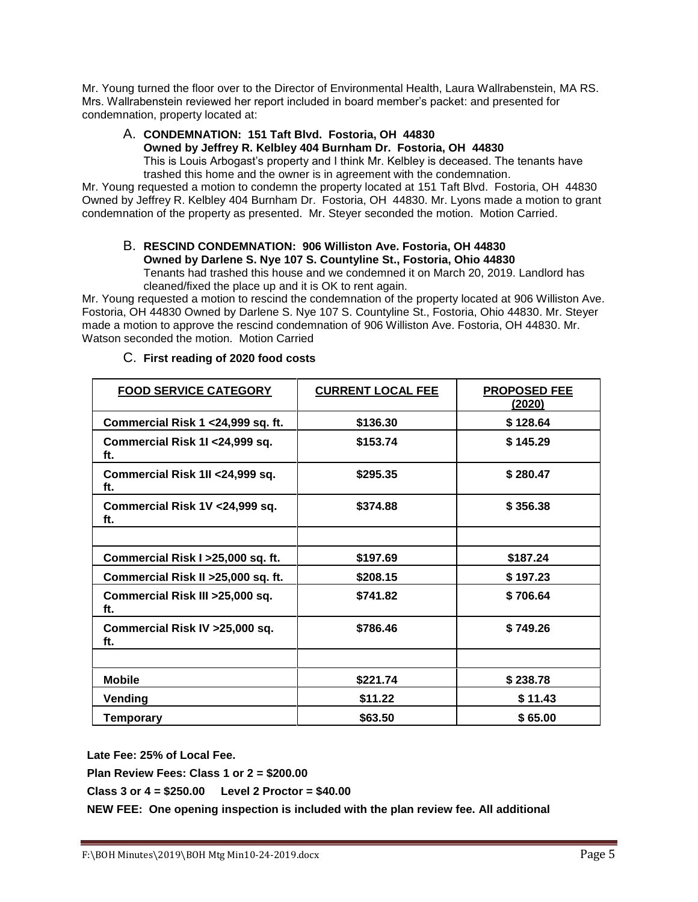Mr. Young turned the floor over to the Director of Environmental Health, Laura Wallrabenstein, MA RS. Mrs. Wallrabenstein reviewed her report included in board member's packet: and presented for condemnation, property located at:

A. **CONDEMNATION: 151 Taft Blvd. Fostoria, OH 44830**
   **Owned by Jeffrey R. Kelbley 404 Burnham Dr. Fostoria, OH 44830**
   This is Louis Arbogast's property and I think Mr. Kelbley is deceased. The tenants have trashed this home and the owner is in agreement with the condemnation.

Mr. Young requested a motion to condemn the property located at 151 Taft Blvd. Fostoria, OH 44830 Owned by Jeffrey R. Kelbley 404 Burnham Dr. Fostoria, OH 44830. Mr. Lyons made a motion to grant condemnation of the property as presented. Mr. Steyer seconded the motion. Motion Carried.

B. **RESCIND CONDEMNATION: 906 Williston Ave. Fostoria, OH 44830**
   **Owned by Darlene S. Nye 107 S. Countyline St., Fostoria, Ohio 44830**
   Tenants had trashed this house and we condemned it on March 20, 2019. Landlord has cleaned/fixed the place up and it is OK to rent again.

Mr. Young requested a motion to rescind the condemnation of the property located at 906 Williston Ave. Fostoria, OH 44830 Owned by Darlene S. Nye 107 S. Countyline St., Fostoria, Ohio 44830. Mr. Steyer made a motion to approve the rescind condemnation of 906 Williston Ave. Fostoria, OH 44830. Mr. Watson seconded the motion. Motion Carried

C. **First reading of 2020 food costs**

| FOOD SERVICE CATEGORY | CURRENT LOCAL FEE | PROPOSED FEE (2020) |
|---|---|---|
| Commercial Risk 1 <24,999 sq. ft. | $136.30 | $ 128.64 |
| Commercial Risk 1I <24,999 sq. ft. | $153.74 | $ 145.29 |
| Commercial Risk 1II <24,999 sq. ft. | $295.35 | $ 280.47 |
| Commercial Risk 1V <24,999 sq. ft. | $374.88 | $ 356.38 |
| | | |
| Commercial Risk I >25,000 sq. ft. | $197.69 | $187.24 |
| Commercial Risk II >25,000 sq. ft. | $208.15 | $ 197.23 |
| Commercial Risk III >25,000 sq. ft. | $741.82 | $ 706.64 |
| Commercial Risk IV >25,000 sq. ft. | $786.46 | $ 749.26 |
| | | |
| Mobile | $221.74 | $ 238.78 |
| Vending | $11.22 | $ 11.43 |
| Temporary | $63.50 | $ 65.00 |

**Late Fee: 25% of Local Fee.**

**Plan Review Fees: Class 1 or 2 = $200.00**

**Class 3 or 4 = $250.00 Level 2 Proctor = $40.00**

**NEW FEE: One opening inspection is included with the plan review fee. All additional**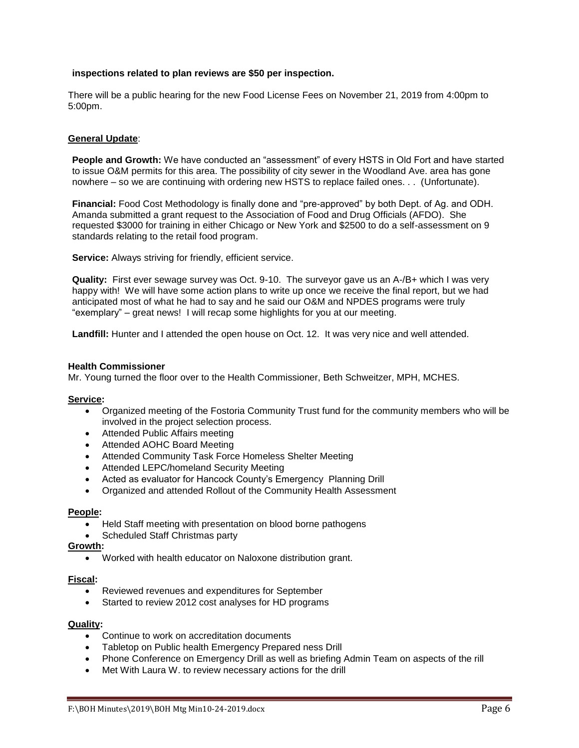**inspections related to plan reviews are $50 per inspection.**

There will be a public hearing for the new Food License Fees on November 21, 2019 from 4:00pm to 5:00pm.

**General Update**:

**People and Growth:** We have conducted an "assessment" of every HSTS in Old Fort and have started to issue O&M permits for this area. The possibility of city sewer in the Woodland Ave. area has gone nowhere – so we are continuing with ordering new HSTS to replace failed ones. . . (Unfortunate).

**Financial:** Food Cost Methodology is finally done and "pre-approved" by both Dept. of Ag. and ODH. Amanda submitted a grant request to the Association of Food and Drug Officials (AFDO). She requested $3000 for training in either Chicago or New York and $2500 to do a self-assessment on 9 standards relating to the retail food program.

**Service:** Always striving for friendly, efficient service.

**Quality:** First ever sewage survey was Oct. 9-10. The surveyor gave us an A-/B+ which I was very happy with! We will have some action plans to write up once we receive the final report, but we had anticipated most of what he had to say and he said our O&M and NPDES programs were truly "exemplary" – great news! I will recap some highlights for you at our meeting.

**Landfill:** Hunter and I attended the open house on Oct. 12. It was very nice and well attended.

**Health Commissioner**

Mr. Young turned the floor over to the Health Commissioner, Beth Schweitzer, MPH, MCHES.

**Service:**

- Organized meeting of the Fostoria Community Trust fund for the community members who will be involved in the project selection process.
- Attended Public Affairs meeting
- Attended AOHC Board Meeting
- Attended Community Task Force Homeless Shelter Meeting
- Attended LEPC/homeland Security Meeting
- Acted as evaluator for Hancock County's Emergency Planning Drill
- Organized and attended Rollout of the Community Health Assessment

**People:**

- Held Staff meeting with presentation on blood borne pathogens
- Scheduled Staff Christmas party

**Growth:**

- Worked with health educator on Naloxone distribution grant.

**Fiscal:**

- Reviewed revenues and expenditures for September
- Started to review 2012 cost analyses for HD programs

**Quality:**

- Continue to work on accreditation documents
- Tabletop on Public health Emergency Prepared ness Drill
- Phone Conference on Emergency Drill as well as briefing Admin Team on aspects of the rill
- Met With Laura W. to review necessary actions for the drill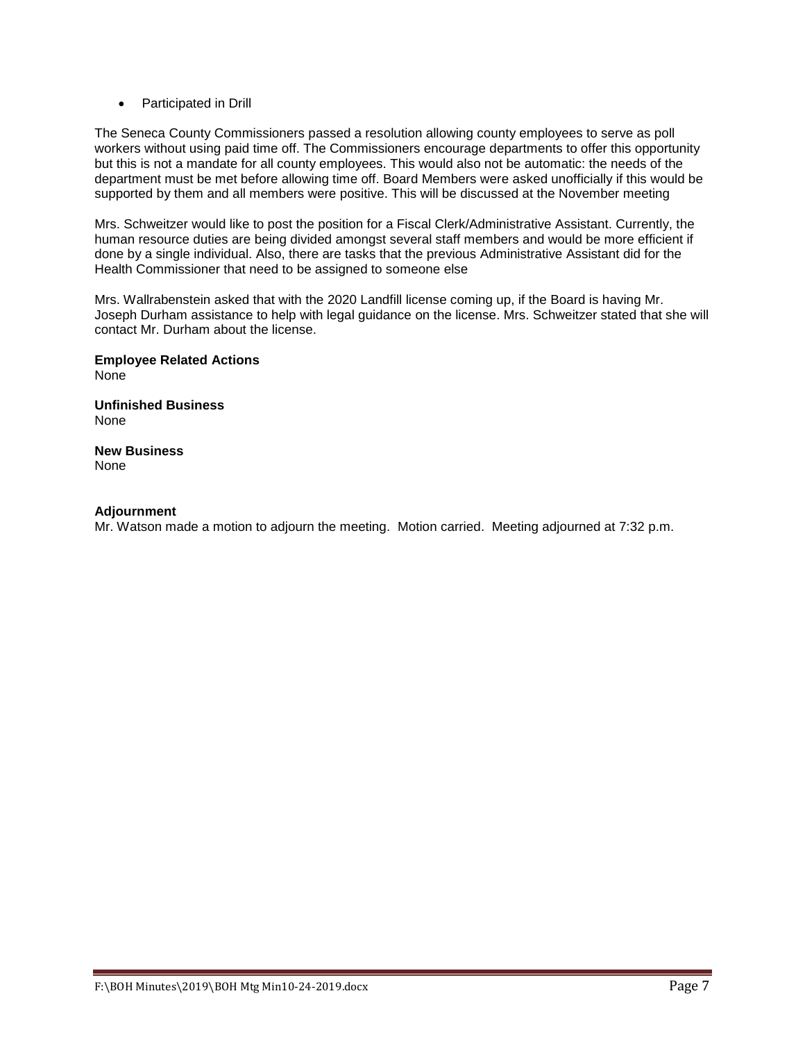- Participated in Drill

The Seneca County Commissioners passed a resolution allowing county employees to serve as poll workers without using paid time off. The Commissioners encourage departments to offer this opportunity but this is not a mandate for all county employees. This would also not be automatic: the needs of the department must be met before allowing time off. Board Members were asked unofficially if this would be supported by them and all members were positive. This will be discussed at the November meeting

Mrs. Schweitzer would like to post the position for a Fiscal Clerk/Administrative Assistant. Currently, the human resource duties are being divided amongst several staff members and would be more efficient if done by a single individual. Also, there are tasks that the previous Administrative Assistant did for the Health Commissioner that need to be assigned to someone else

Mrs. Wallrabenstein asked that with the 2020 Landfill license coming up, if the Board is having Mr. Joseph Durham assistance to help with legal guidance on the license. Mrs. Schweitzer stated that she will contact Mr. Durham about the license.

**Employee Related Actions**
None

**Unfinished Business**
None

**New Business**
None

**Adjournment**
Mr. Watson made a motion to adjourn the meeting. Motion carried. Meeting adjourned at 7:32 p.m.